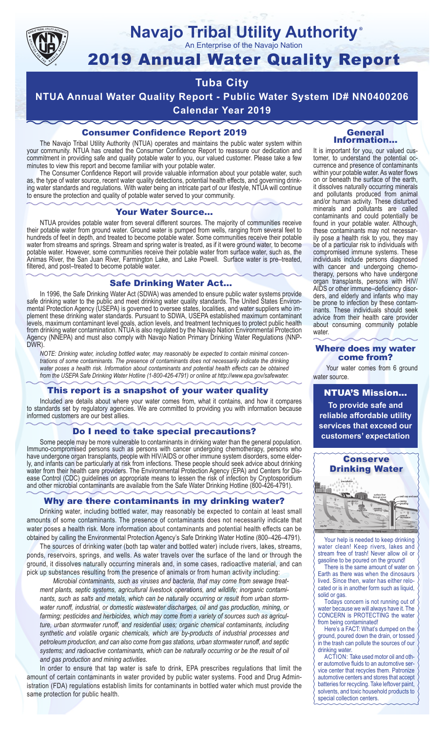# Navajo Tribal Utility Authority®

An Enterprise of the Navajo Nation

# 2019 Annual Water Quality Report

## Tuba City

## NTUA Annual Water Quality Report - Public Water System ID# NN0400206

## Calendar Year 2019

### Consumer Confidence Report 2019

The Navajo Tribal Utility Authority (NTUA) operates and maintains the public water system within your community. NTUA has created the Consumer Confidence Report to reassure our dedication and commitment in providing safe and quality potable water to you, our valued customer. Please take a few minutes to view this report and become familiar with your potable water.

The Consumer Confidence Report will provide valuable information about your potable water, such as, the type of water source, recent water quality detections, potential health effects, and governing drinking water standards and regulations. With water being an intricate part of our lifestyle, NTUA will continue to ensure the protection and quality of potable water served to your community.

### Your Water Source…

NTUA provides potable water from several different sources. The majority of communities receive their potable water from ground water. Ground water is pumped from wells, ranging from several feet to hundreds of feet in depth, and treated to become potable water. Some communities receive their potable water from streams and springs. Stream and spring water is treated, as if it were ground water, to become potable water. However, some communities receive their potable water from surface water, such as, the Animas River, the San Juan River, Farmington Lake, and Lake Powell. Surface water is pre–treated, filtered, and post–treated to become potable water.

### Safe Drinking Water Act…

In 1996, the Safe Drinking Water Act (SDWA) was amended to ensure public water systems provide safe drinking water to the public and meet drinking water quality standards. The United States Environmental Protection Agency (USEPA) is governed to oversee states, localities, and water suppliers who implement these drinking water standards. Pursuant to SDWA, USEPA established maximum contaminant levels, maximum contaminant level goals, action levels, and treatment techniques to protect public health from drinking water contamination. NTUA is also regulated by the Navajo Nation Environmental Protection Agency (NNEPA) and must also comply with Navajo Nation Primary Drinking Water Regulations (NNPDWR).

*NOTE: Drinking water, including bottled water, may reasonably be expected to contain minimal concentrations of some contaminants. The presence of contaminants does not necessarily indicate the drinking water poses a health risk. Information about contaminants and potential health effects can be obtained from the USEPA Safe Drinking Water Hotline (1-800-426-4791) or online at http://www.epa.gov/safewater.*

### This report is a snapshot of your water quality

Included are details about where your water comes from, what it contains, and how it compares to standards set by regulatory agencies. We are committed to providing you with information because informed customers are our best allies.

### Do I need to take special precautions?

Some people may be more vulnerable to contaminants in drinking water than the general population. Immuno-compromised persons such as persons with cancer undergoing chemotherapy, persons who have undergone organ transplants, people with HIV/AIDS or other immune system disorders, some elderly, and infants can be particularly at risk from infections. These people should seek advice about drinking water from their health care providers. The Environmental Protection Agency (EPA) and Centers for Disease Control (CDC) guidelines on appropriate means to lessen the risk of infection by Cryptosporidium and other microbial contaminants are available from the Safe Water Drinking Hotline (800-426-4791).

### Why are there contaminants in my drinking water?

Drinking water, including bottled water, may reasonably be expected to contain at least small amounts of some contaminants. The presence of contaminants does not necessarily indicate that water poses a health risk. More information about contaminants and potential health effects can be obtained by calling the Environmental Protection Agency's Safe Drinking Water Hotline (800–426–4791).

The sources of drinking water (both tap water and bottled water) include rivers, lakes, streams, ponds, reservoirs, springs, and wells. As water travels over the surface of the land or through the ground, it dissolves naturally occurring minerals and, in some cases, radioactive material, and can pick up substances resulting from the presence of animals or from human activity including:

*Microbial contaminants, such as viruses and bacteria, that may come from sewage treatment plants, septic systems, agricultural livestock operations, and wildlife; inorganic contaminants, such as salts and metals, which can be naturally occurring or result from urban stormwater runoff, industrial, or domestic wastewater discharges, oil and gas production, mining, or farming; pesticides and herbicides, which may come from a variety of sources such as agriculture, urban stormwater runoff, and residential uses; organic chemical contaminants, including synthetic and volatile organic chemicals, which are by-products of industrial processes and petroleum production, and can also come from gas stations, urban stormwater runoff, and septic systems; and radioactive contaminants, which can be naturally occurring or be the result of oil and gas production and mining activities.*

In order to ensure that tap water is safe to drink, EPA prescribes regulations that limit the amount of certain contaminants in water provided by public water systems. Food and Drug Administration (FDA) regulations establish limits for contaminants in bottled water which must provide the same protection for public health.

### General Information…

It is important for you, our valued customer, to understand the potential occurrence and presence of contaminants within your potable water. As water flows on or beneath the surface of the earth, it dissolves naturally occurring minerals and pollutants produced from animal and/or human activity. These disturbed minerals and pollutants are called contaminants and could potentially be found in your potable water. Although, these contaminants may not necessarily pose a health risk to you, they may be of a particular risk to individuals with compromised immune systems. These individuals include persons diagnosed with cancer and undergoing chemotherapy, persons who have undergone organ transplants, persons with HIV/AIDS or other immune–deficiency disorders, and elderly and infants who may be prone to infection by these contaminants. These individuals should seek advice from their health care provider about consuming community potable water.

### Where does my water come from?

Your water comes from 6 ground water source.

### NTUA'S Mission…

**To provide safe and reliable affordable utility services that exceed our customers' expectation**

### Conserve Drinking Water

Your help is needed to keep drinking water clean! Keep rivers, lakes and stream free of trash! Never allow oil or gasoline to be poured on the ground!

There is the same amount of water on Earth as there was when the dinosaurs lived. Since then, water has either relocated or is in another form such as liquid, solid or gas.

Todays concern is not running out of water because we will always have it. The CONCERN is PROTECTING the water from being contaminated!

Here's a FACT: What's dumped on the ground, poured down the drain, or tossed in the trash can pollute the sources of our drinking water.

ACTION: Take used motor oil and other automotive fluids to an automotive service center that recycles them. Patronize automotive centers and stores that accept batteries for recycling. Take leftover paint, solvents, and toxic household products to special collection centers.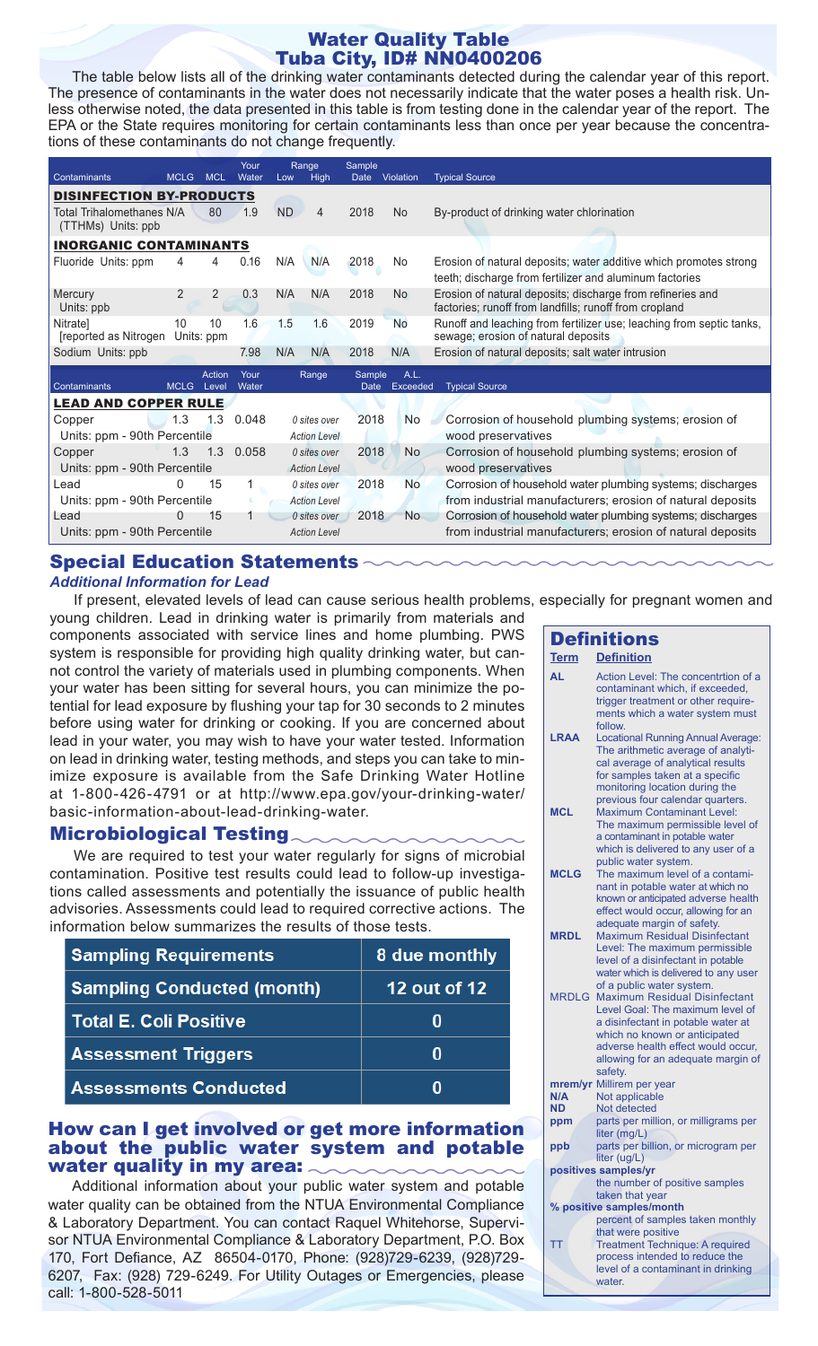# Water Quality Table
## Tuba City, ID# NN0400206

The table below lists all of the drinking water contaminants detected during the calendar year of this report. The presence of contaminants in the water does not necessarily indicate that the water poses a health risk. Unless otherwise noted, the data presented in this table is from testing done in the calendar year of the report. The EPA or the State requires monitoring for certain contaminants less than once per year because the concentrations of these contaminants do not change frequently.

| Contaminants | MCLG | MCL | Your Water | Range Low | Range High | Sample Date | Violation | Typical Source |
|---|---|---|---|---|---|---|---|---|
| **DISINFECTION BY-PRODUCTS** | | | | | | | | |
| Total Trihalomethanes (TTHMs) Units: ppb | N/A | 80 | 1.9 | ND | 4 | 2018 | No | By-product of drinking water chlorination |
| **INORGANIC CONTAMINANTS** | | | | | | | | |
| Fluoride Units: ppm | 4 | 4 | 0.16 | N/A | N/A | 2018 | No | Erosion of natural deposits; water additive which promotes strong teeth; discharge from fertilizer and aluminum factories |
| Mercury Units: ppb | 2 | 2 | 0.3 | N/A | N/A | 2018 | No | Erosion of natural deposits; discharge from refineries and factories; runoff from landfills; runoff from cropland |
| Nitrate] [reported as Nitrogen Units: ppm | 10 | 10 | 1.6 | 1.5 | 1.6 | 2019 | No | Runoff and leaching from fertilizer use; leaching from septic tanks, sewage; erosion of natural deposits |
| Sodium Units: ppb | | | 7.98 | N/A | N/A | 2018 | N/A | Erosion of natural deposits; salt water intrusion |

| Contaminants | MCLG | Action Level | Your Water | Range | Sample Date | A.L. Exceeded | Typical Source |
|---|---|---|---|---|---|---|---|
| **LEAD AND COPPER RULE** | | | | | | | |
| Copper Units: ppm - 90th Percentile | 1.3 | 1.3 | 0.048 | 0 sites over Action Level | 2018 | No | Corrosion of household plumbing systems; erosion of wood preservatives |
| Copper Units: ppm - 90th Percentile | 1.3 | 1.3 | 0.058 | 0 sites over Action Level | 2018 | No | Corrosion of household plumbing systems; erosion of wood preservatives |
| Lead Units: ppm - 90th Percentile | 0 | 15 | 1 | 0 sites over Action Level | 2018 | No | Corrosion of household water plumbing systems; discharges from industrial manufacturers; erosion of natural deposits |
| Lead Units: ppm - 90th Percentile | 0 | 15 | 1 | 0 sites over Action Level | 2018 | No | Corrosion of household water plumbing systems; discharges from industrial manufacturers; erosion of natural deposits |

## Special Education Statements

### *Additional Information for Lead*

If present, elevated levels of lead can cause serious health problems, especially for pregnant women and young children. Lead in drinking water is primarily from materials and components associated with service lines and home plumbing. PWS system is responsible for providing high quality drinking water, but cannot control the variety of materials used in plumbing components. When your water has been sitting for several hours, you can minimize the potential for lead exposure by flushing your tap for 30 seconds to 2 minutes before using water for drinking or cooking. If you are concerned about lead in your water, you may wish to have your water tested. Information on lead in drinking water, testing methods, and steps you can take to minimize exposure is available from the Safe Drinking Water Hotline at 1-800-426-4791 or at http://www.epa.gov/your-drinking-water/basic-information-about-lead-drinking-water.

## Microbiological Testing

We are required to test your water regularly for signs of microbial contamination. Positive test results could lead to follow-up investigations called assessments and potentially the issuance of public health advisories. Assessments could lead to required corrective actions. The information below summarizes the results of those tests.

| Sampling Requirements | 8 due monthly |
|---|---|
| Sampling Conducted (month) | 12 out of 12 |
| Total E. Coli Positive | 0 |
| Assessment Triggers | 0 |
| Assessments Conducted | 0 |

## How can I get involved or get more information about the public water system and potable water quality in my area:

Additional information about your public water system and potable water quality can be obtained from the NTUA Environmental Compliance & Laboratory Department. You can contact Raquel Whitehorse, Supervisor NTUA Environmental Compliance & Laboratory Department, P.O. Box 170, Fort Defiance, AZ 86504-0170, Phone: (928)729-6239, (928)729-6207, Fax: (928) 729-6249. For Utility Outages or Emergencies, please call: 1-800-528-5011

## Definitions

| Term | Definition |
|---|---|
| **AL** | Action Level: The concentrtion of a contaminant which, if exceeded, trigger treatment or other requirements which a water system must follow. |
| **LRAA** | Locational Running Annual Average: The arithmetic average of analytical analytical results for samples taken at a specific monitoring location during the previous four calendar quarters. |
| **MCL** | Maximum Contaminant Level: The maximum permissible level of a contaminant in potable water which is delivered to any user of a public water system. |
| **MCLG** | The maximum level of a contaminant in potable water at which no known or anticipated adverse health effect would occur, allowing for an adequate margin of safety. |
| **MRDL** | Maximum Residual Disinfectant Level: The maximum permissible level of a disinfectant in potable water which is delivered to any user of a public water system. |
| **MRDLG** | Maximum Residual Disinfectant Level Goal: The maximum level of a disinfectant in potable water at which no known or anticipated adverse health effect would occur, allowing for an adequate margin of safety. |
| **mrem/yr** | Millirem per year |
| **N/A** | Not applicable |
| **ND** | Not detected |
| **ppm** | parts per million, or milligrams per liter (mg/L) |
| **ppb** | parts per billion, or microgram per liter (ug/L) |
| **positives samples/yr** | the number of positive samples taken that year |
| **% positive samples/month** | percent of samples taken monthly that were positive |
| **TT** | Treatment Technique: A required process intended to reduce the level of a contaminant in drinking water. |